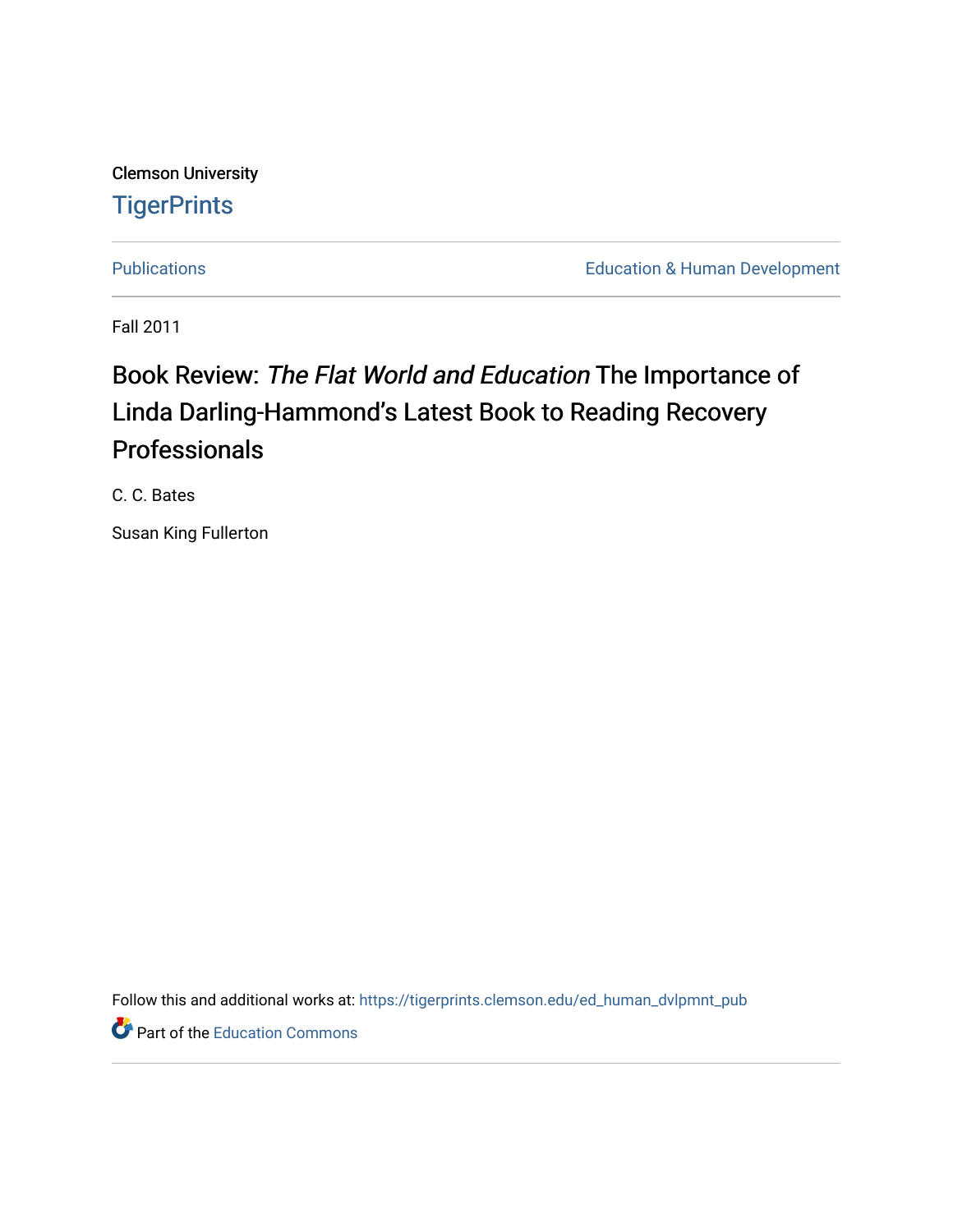Clemson University

# TigerPrints

Publications | Education & Human Development

Fall 2011

# Book Review: *The Flat World and Education* The Importance of Linda Darling-Hammond's Latest Book to Reading Recovery Professionals

C. C. Bates

Susan King Fullerton

Follow this and additional works at: https://tigerprints.clemson.edu/ed_human_dvlpmnt_pub

Part of the Education Commons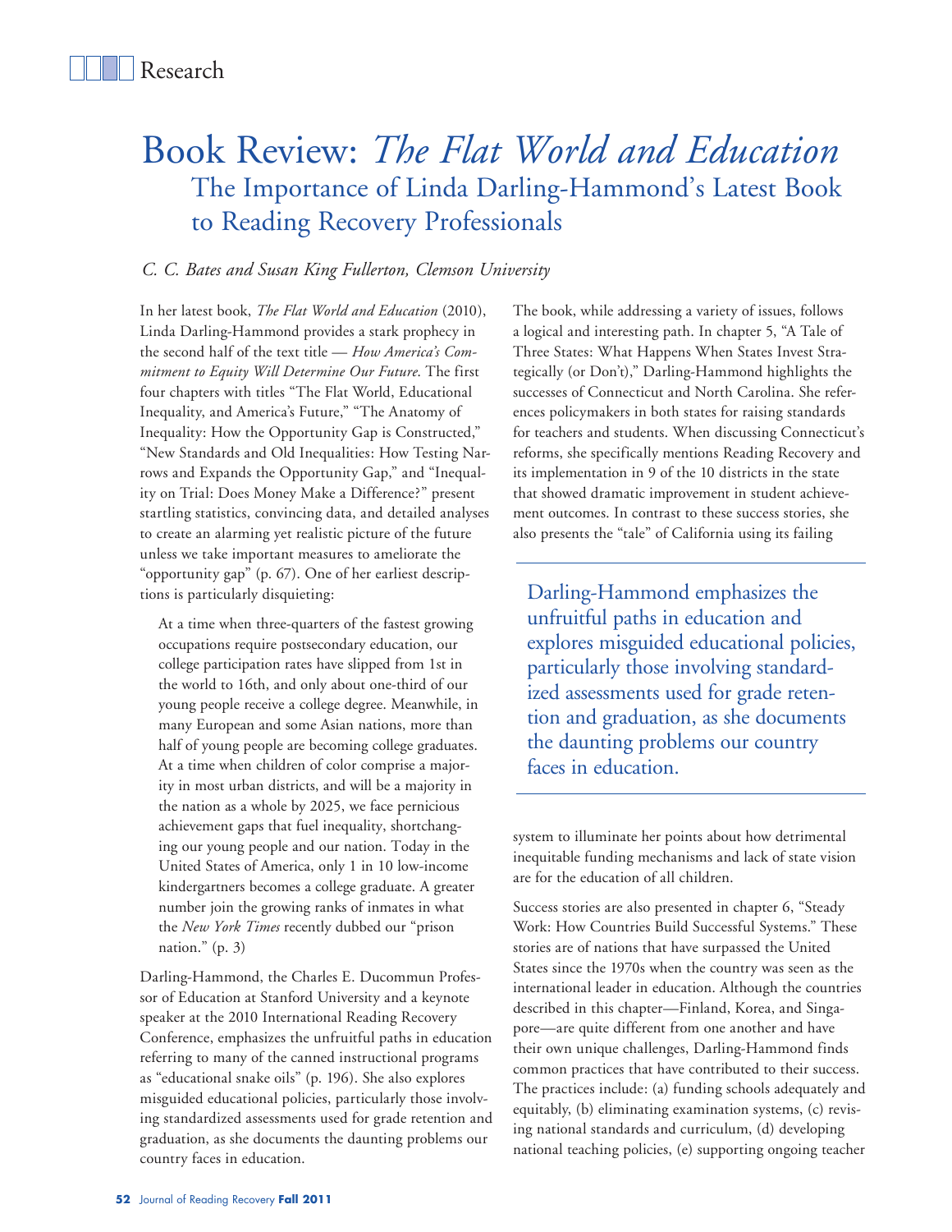# Book Review: *The Flat World and Education*

## The Importance of Linda Darling-Hammond's Latest Book to Reading Recovery Professionals

*C. C. Bates and Susan King Fullerton, Clemson University*

In her latest book, *The Flat World and Education* (2010), Linda Darling-Hammond provides a stark prophecy in the second half of the text title — *How America's Commitment to Equity Will Determine Our Future*. The first four chapters with titles "The Flat World, Educational Inequality, and America's Future," "The Anatomy of Inequality: How the Opportunity Gap is Constructed," "New Standards and Old Inequalities: How Testing Narrows and Expands the Opportunity Gap," and "Inequality on Trial: Does Money Make a Difference?" present startling statistics, convincing data, and detailed analyses to create an alarming yet realistic picture of the future unless we take important measures to ameliorate the "opportunity gap" (p. 67). One of her earliest descriptions is particularly disquieting:

> At a time when three-quarters of the fastest growing occupations require postsecondary education, our college participation rates have slipped from 1st in the world to 16th, and only about one-third of our young people receive a college degree. Meanwhile, in many European and some Asian nations, more than half of young people are becoming college graduates. At a time when children of color comprise a majority in most urban districts, and will be a majority in the nation as a whole by 2025, we face pernicious achievement gaps that fuel inequality, shortchanging our young people and our nation. Today in the United States of America, only 1 in 10 low-income kindergartners becomes a college graduate. A greater number join the growing ranks of inmates in what the *New York Times* recently dubbed our "prison nation." (p. 3)

Darling-Hammond, the Charles E. Ducommun Professor of Education at Stanford University and a keynote speaker at the 2010 International Reading Recovery Conference, emphasizes the unfruitful paths in education referring to many of the canned instructional programs as "educational snake oils" (p. 196). She also explores misguided educational policies, particularly those involving standardized assessments used for grade retention and graduation, as she documents the daunting problems our country faces in education.

The book, while addressing a variety of issues, follows a logical and interesting path. In chapter 5, "A Tale of Three States: What Happens When States Invest Strategically (or Don't)," Darling-Hammond highlights the successes of Connecticut and North Carolina. She references policymakers in both states for raising standards for teachers and students. When discussing Connecticut's reforms, she specifically mentions Reading Recovery and its implementation in 9 of the 10 districts in the state that showed dramatic improvement in student achievement outcomes. In contrast to these success stories, she also presents the "tale" of California using its failing system to illuminate her points about how detrimental inequitable funding mechanisms and lack of state vision are for the education of all children.

> Darling-Hammond emphasizes the unfruitful paths in education and explores misguided educational policies, particularly those involving standardized assessments used for grade retention and graduation, as she documents the daunting problems our country faces in education.

Success stories are also presented in chapter 6, "Steady Work: How Countries Build Successful Systems." These stories are of nations that have surpassed the United States since the 1970s when the country was seen as the international leader in education. Although the countries described in this chapter—Finland, Korea, and Singapore—are quite different from one another and have their own unique challenges, Darling-Hammond finds common practices that have contributed to their success. The practices include: (a) funding schools adequately and equitably, (b) eliminating examination systems, (c) revising national standards and curriculum, (d) developing national teaching policies, (e) supporting ongoing teacher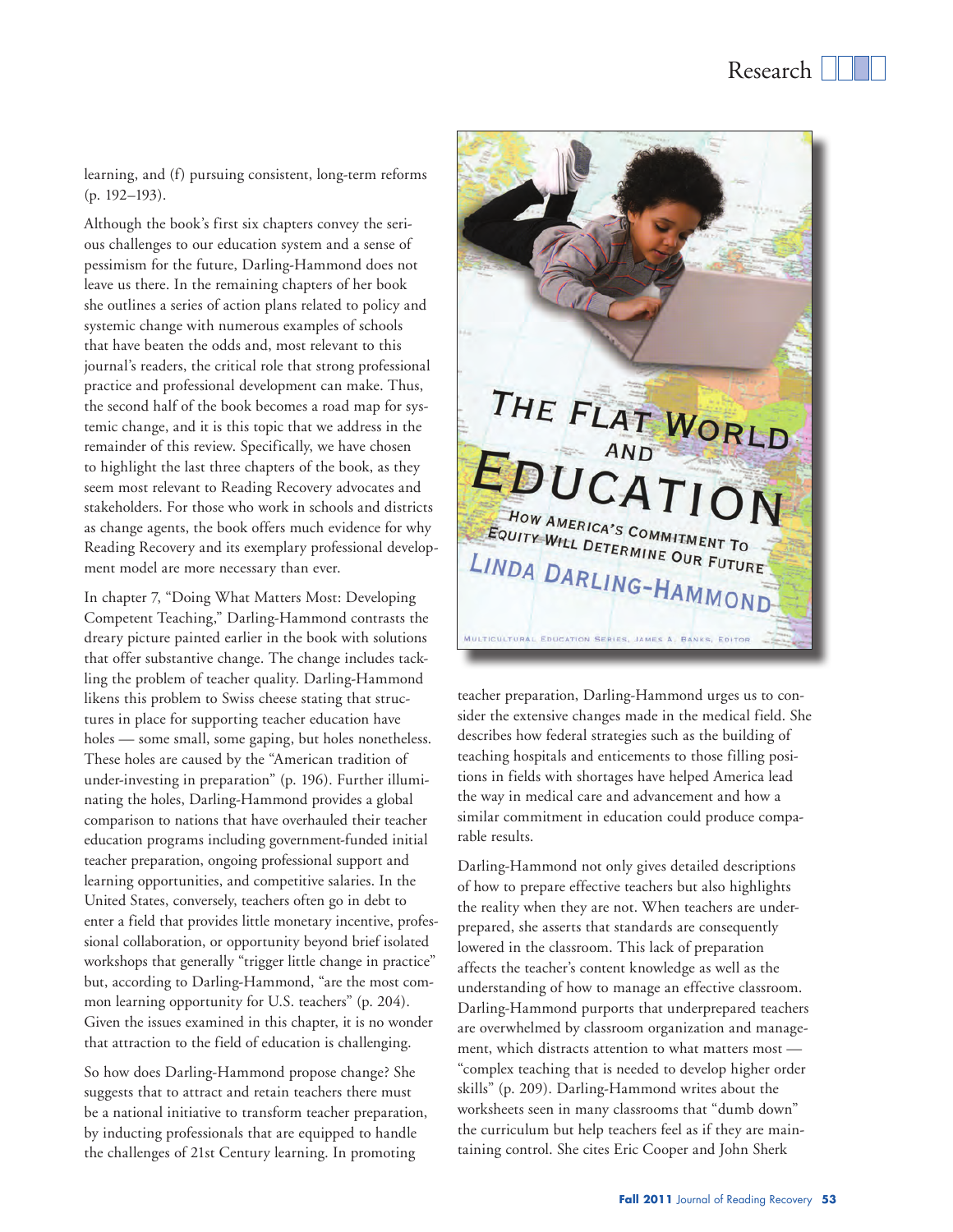learning, and (f) pursuing consistent, long-term reforms (p. 192–193).

Although the book's first six chapters convey the serious challenges to our education system and a sense of pessimism for the future, Darling-Hammond does not leave us there. In the remaining chapters of her book she outlines a series of action plans related to policy and systemic change with numerous examples of schools that have beaten the odds and, most relevant to this journal's readers, the critical role that strong professional practice and professional development can make. Thus, the second half of the book becomes a road map for systemic change, and it is this topic that we address in the remainder of this review. Specifically, we have chosen to highlight the last three chapters of the book, as they seem most relevant to Reading Recovery advocates and stakeholders. For those who work in schools and districts as change agents, the book offers much evidence for why Reading Recovery and its exemplary professional development model are more necessary than ever.

In chapter 7, "Doing What Matters Most: Developing Competent Teaching," Darling-Hammond contrasts the dreary picture painted earlier in the book with solutions that offer substantive change. The change includes tackling the problem of teacher quality. Darling-Hammond likens this problem to Swiss cheese stating that structures in place for supporting teacher education have holes — some small, some gaping, but holes nonetheless. These holes are caused by the "American tradition of under-investing in preparation" (p. 196). Further illuminating the holes, Darling-Hammond provides a global comparison to nations that have overhauled their teacher education programs including government-funded initial teacher preparation, ongoing professional support and learning opportunities, and competitive salaries. In the United States, conversely, teachers often go in debt to enter a field that provides little monetary incentive, professional collaboration, or opportunity beyond brief isolated workshops that generally "trigger little change in practice" but, according to Darling-Hammond, "are the most common learning opportunity for U.S. teachers" (p. 204). Given the issues examined in this chapter, it is no wonder that attraction to the field of education is challenging.

So how does Darling-Hammond propose change? She suggests that to attract and retain teachers there must be a national initiative to transform teacher preparation, by inducting professionals that are equipped to handle the challenges of 21st Century learning. In promoting teacher preparation, Darling-Hammond urges us to consider the extensive changes made in the medical field. She describes how federal strategies such as the building of teaching hospitals and enticements to those filling positions in fields with shortages have helped America lead the way in medical care and advancement and how a similar commitment in education could produce comparable results.

Darling-Hammond not only gives detailed descriptions of how to prepare effective teachers but also highlights the reality when they are not. When teachers are underprepared, she asserts that standards are consequently lowered in the classroom. This lack of preparation affects the teacher's content knowledge as well as the understanding of how to manage an effective classroom. Darling-Hammond purports that underprepared teachers are overwhelmed by classroom organization and management, which distracts attention to what matters most — "complex teaching that is needed to develop higher order skills" (p. 209). Darling-Hammond writes about the worksheets seen in many classrooms that "dumb down" the curriculum but help teachers feel as if they are maintaining control. She cites Eric Cooper and John Sherk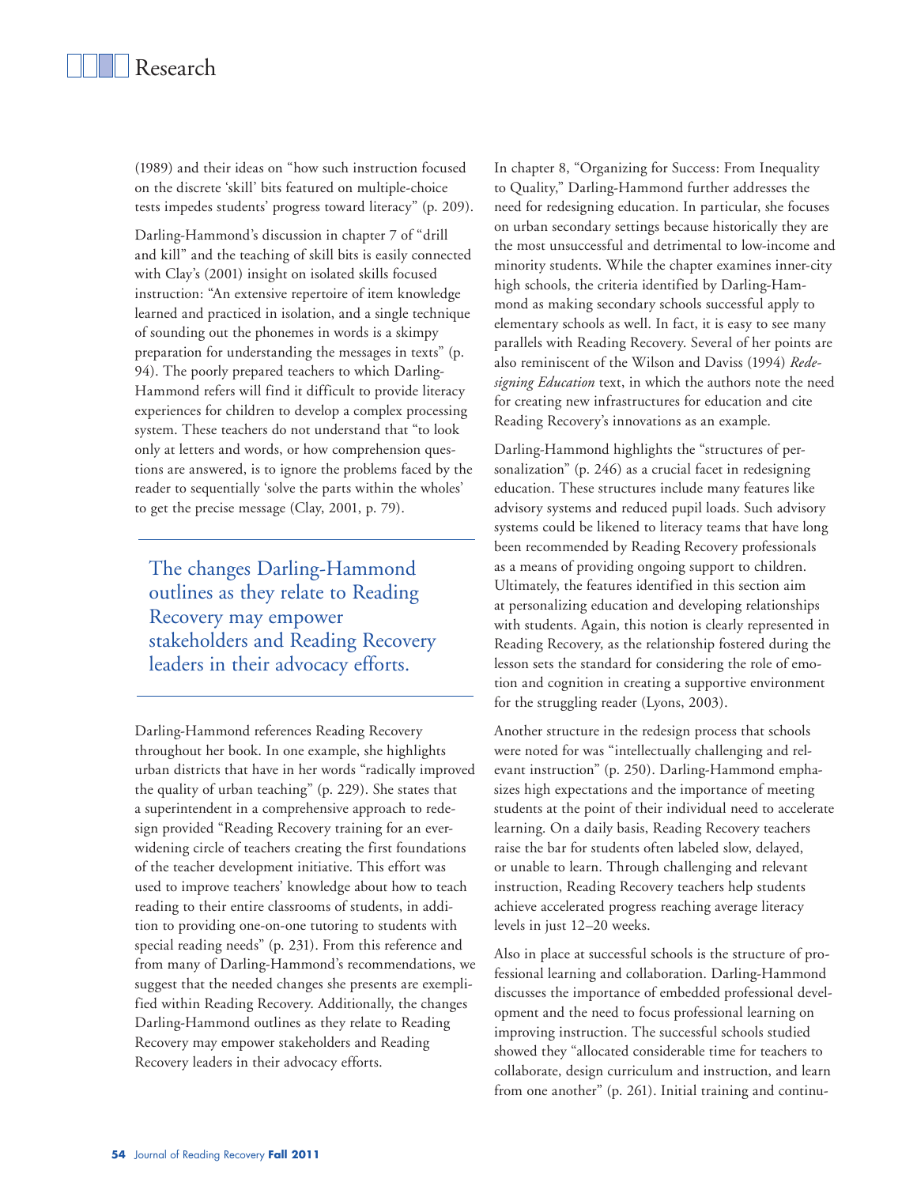(1989) and their ideas on "how such instruction focused on the discrete 'skill' bits featured on multiple-choice tests impedes students' progress toward literacy" (p. 209).

Darling-Hammond's discussion in chapter 7 of "drill and kill" and the teaching of skill bits is easily connected with Clay's (2001) insight on isolated skills focused instruction: "An extensive repertoire of item knowledge learned and practiced in isolation, and a single technique of sounding out the phonemes in words is a skimpy preparation for understanding the messages in texts" (p. 94). The poorly prepared teachers to which Darling-Hammond refers will find it difficult to provide literacy experiences for children to develop a complex processing system. These teachers do not understand that "to look only at letters and words, or how comprehension questions are answered, is to ignore the problems faced by the reader to sequentially 'solve the parts within the wholes' to get the precise message (Clay, 2001, p. 79).

> The changes Darling-Hammond outlines as they relate to Reading Recovery may empower stakeholders and Reading Recovery leaders in their advocacy efforts.

Darling-Hammond references Reading Recovery throughout her book. In one example, she highlights urban districts that have in her words "radically improved the quality of urban teaching" (p. 229). She states that a superintendent in a comprehensive approach to redesign provided "Reading Recovery training for an ever-widening circle of teachers creating the first foundations of the teacher development initiative. This effort was used to improve teachers' knowledge about how to teach reading to their entire classrooms of students, in addition to providing one-on-one tutoring to students with special reading needs" (p. 231). From this reference and from many of Darling-Hammond's recommendations, we suggest that the needed changes she presents are exemplified within Reading Recovery. Additionally, the changes Darling-Hammond outlines as they relate to Reading Recovery may empower stakeholders and Reading Recovery leaders in their advocacy efforts.

In chapter 8, "Organizing for Success: From Inequality to Quality," Darling-Hammond further addresses the need for redesigning education. In particular, she focuses on urban secondary settings because historically they are the most unsuccessful and detrimental to low-income and minority students. While the chapter examines inner-city high schools, the criteria identified by Darling-Hammond as making secondary schools successful apply to elementary schools as well. In fact, it is easy to see many parallels with Reading Recovery. Several of her points are also reminiscent of the Wilson and Daviss (1994) *Redesigning Education* text, in which the authors note the need for creating new infrastructures for education and cite Reading Recovery's innovations as an example.

Darling-Hammond highlights the "structures of personalization" (p. 246) as a crucial facet in redesigning education. These structures include many features like advisory systems and reduced pupil loads. Such advisory systems could be likened to literacy teams that have long been recommended by Reading Recovery professionals as a means of providing ongoing support to children. Ultimately, the features identified in this section aim at personalizing education and developing relationships with students. Again, this notion is clearly represented in Reading Recovery, as the relationship fostered during the lesson sets the standard for considering the role of emotion and cognition in creating a supportive environment for the struggling reader (Lyons, 2003).

Another structure in the redesign process that schools were noted for was "intellectually challenging and relevant instruction" (p. 250). Darling-Hammond emphasizes high expectations and the importance of meeting students at the point of their individual need to accelerate learning. On a daily basis, Reading Recovery teachers raise the bar for students often labeled slow, delayed, or unable to learn. Through challenging and relevant instruction, Reading Recovery teachers help students achieve accelerated progress reaching average literacy levels in just 12–20 weeks.

Also in place at successful schools is the structure of professional learning and collaboration. Darling-Hammond discusses the importance of embedded professional development and the need to focus professional learning on improving instruction. The successful schools studied showed they "allocated considerable time for teachers to collaborate, design curriculum and instruction, and learn from one another" (p. 261). Initial training and continu-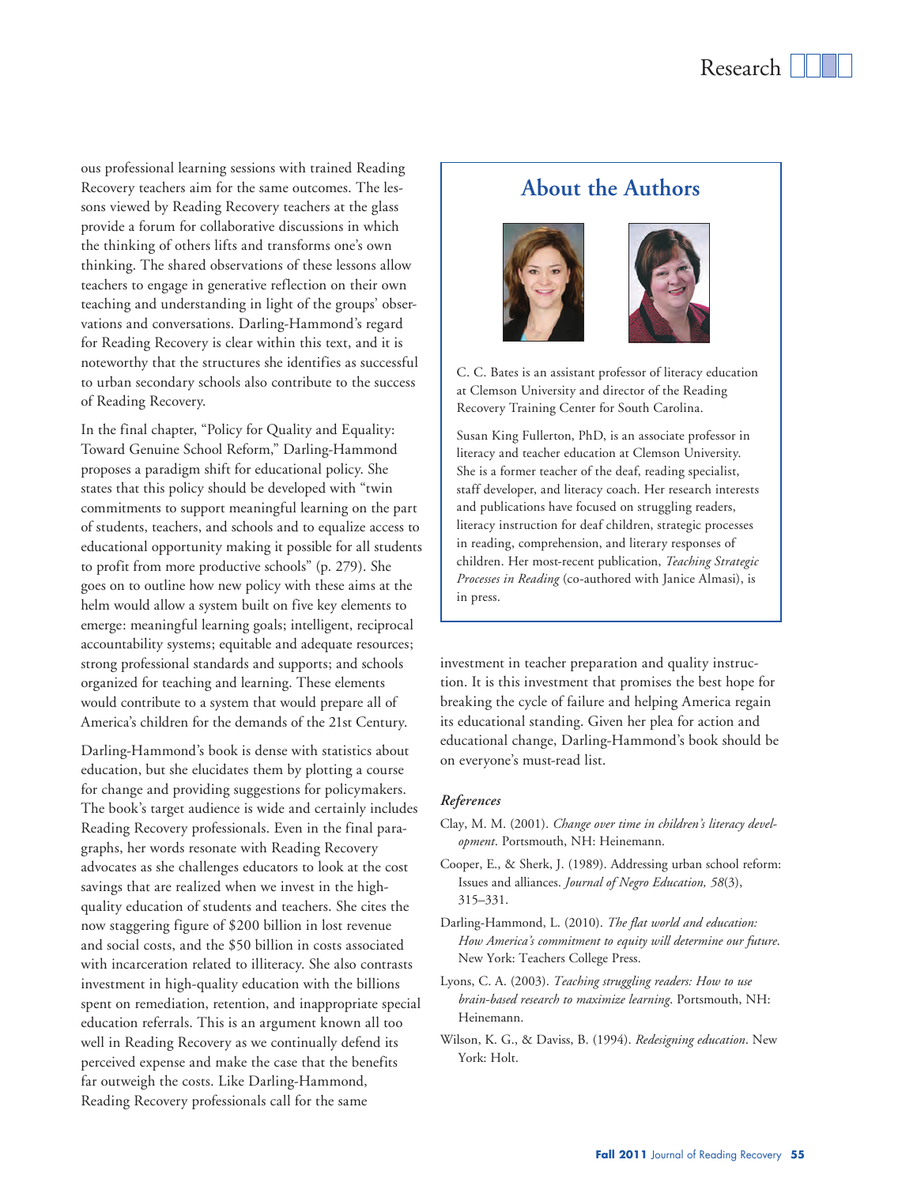ous professional learning sessions with trained Reading Recovery teachers aim for the same outcomes. The lessons viewed by Reading Recovery teachers at the glass provide a forum for collaborative discussions in which the thinking of others lifts and transforms one's own thinking. The shared observations of these lessons allow teachers to engage in generative reflection on their own teaching and understanding in light of the groups' observations and conversations. Darling-Hammond's regard for Reading Recovery is clear within this text, and it is noteworthy that the structures she identifies as successful to urban secondary schools also contribute to the success of Reading Recovery.

In the final chapter, "Policy for Quality and Equality: Toward Genuine School Reform," Darling-Hammond proposes a paradigm shift for educational policy. She states that this policy should be developed with "twin commitments to support meaningful learning on the part of students, teachers, and schools and to equalize access to educational opportunity making it possible for all students to profit from more productive schools" (p. 279). She goes on to outline how new policy with these aims at the helm would allow a system built on five key elements to emerge: meaningful learning goals; intelligent, reciprocal accountability systems; equitable and adequate resources; strong professional standards and supports; and schools organized for teaching and learning. These elements would contribute to a system that would prepare all of America's children for the demands of the 21st Century.

Darling-Hammond's book is dense with statistics about education, but she elucidates them by plotting a course for change and providing suggestions for policymakers. The book's target audience is wide and certainly includes Reading Recovery professionals. Even in the final paragraphs, her words resonate with Reading Recovery advocates as she challenges educators to look at the cost savings that are realized when we invest in the high-quality education of students and teachers. She cites the now staggering figure of $200 billion in lost revenue and social costs, and the $50 billion in costs associated with incarceration related to illiteracy. She also contrasts investment in high-quality education with the billions spent on remediation, retention, and inappropriate special education referrals. This is an argument known all too well in Reading Recovery as we continually defend its perceived expense and make the case that the benefits far outweigh the costs. Like Darling-Hammond, Reading Recovery professionals call for the same investment in teacher preparation and quality instruction. It is this investment that promises the best hope for breaking the cycle of failure and helping America regain its educational standing. Given her plea for action and educational change, Darling-Hammond's book should be on everyone's must-read list.

## About the Authors

C. C. Bates is an assistant professor of literacy education at Clemson University and director of the Reading Recovery Training Center for South Carolina.

Susan King Fullerton, PhD, is an associate professor in literacy and teacher education at Clemson University. She is a former teacher of the deaf, reading specialist, staff developer, and literacy coach. Her research interests and publications have focused on struggling readers, literacy instruction for deaf children, strategic processes in reading, comprehension, and literary responses of children. Her most-recent publication, *Teaching Strategic Processes in Reading* (co-authored with Janice Almasi), is in press.

### References

Clay, M. M. (2001). *Change over time in children's literacy development*. Portsmouth, NH: Heinemann.

Cooper, E., & Sherk, J. (1989). Addressing urban school reform: Issues and alliances. *Journal of Negro Education, 58*(3), 315–331.

Darling-Hammond, L. (2010). *The flat world and education: How America's commitment to equity will determine our future*. New York: Teachers College Press.

Lyons, C. A. (2003). *Teaching struggling readers: How to use brain-based research to maximize learning*. Portsmouth, NH: Heinemann.

Wilson, K. G., & Daviss, B. (1994). *Redesigning education*. New York: Holt.